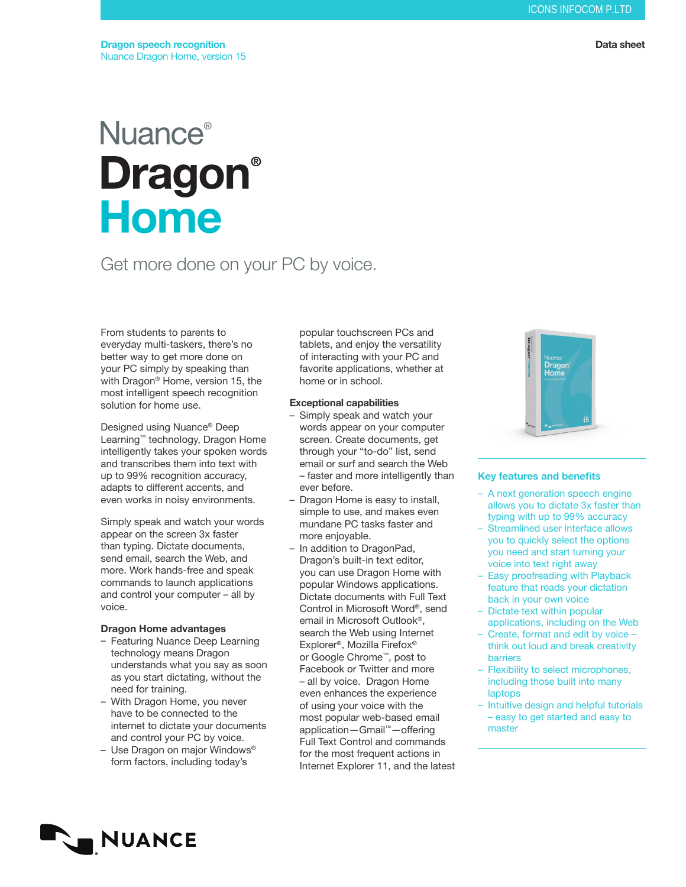**Dragon speech recognition**
Nuance Dragon Home, version 15

Data sheet

# Nuance® Dragon® Home

## Get more done on your PC by voice.

From students to parents to everyday multi-taskers, there's no better way to get more done on your PC simply by speaking than with Dragon® Home, version 15, the most intelligent speech recognition solution for home use.

Designed using Nuance® Deep Learning™ technology, Dragon Home intelligently takes your spoken words and transcribes them into text with up to 99% recognition accuracy, adapts to different accents, and even works in noisy environments.

Simply speak and watch your words appear on the screen 3x faster than typing. Dictate documents, send email, search the Web, and more. Work hands-free and speak commands to launch applications and control your computer – all by voice.

### Dragon Home advantages

- Featuring Nuance Deep Learning technology means Dragon understands what you say as soon as you start dictating, without the need for training.
- With Dragon Home, you never have to be connected to the internet to dictate your documents and control your PC by voice.
- Use Dragon on major Windows® form factors, including today's popular touchscreen PCs and tablets, and enjoy the versatility of interacting with your PC and favorite applications, whether at home or in school.

### Exceptional capabilities

- Simply speak and watch your words appear on your computer screen. Create documents, get through your "to-do" list, send email or surf and search the Web – faster and more intelligently than ever before.
- Dragon Home is easy to install, simple to use, and makes even mundane PC tasks faster and more enjoyable.
- In addition to DragonPad, Dragon's built-in text editor, you can use Dragon Home with popular Windows applications. Dictate documents with Full Text Control in Microsoft Word®, send email in Microsoft Outlook®, search the Web using Internet Explorer®, Mozilla Firefox® or Google Chrome™, post to Facebook or Twitter and more – all by voice. Dragon Home even enhances the experience of using your voice with the most popular web-based email application—Gmail™—offering Full Text Control and commands for the most frequent actions in Internet Explorer 11, and the latest

### Key features and benefits

- A next generation speech engine allows you to dictate 3x faster than typing with up to 99% accuracy
- Streamlined user interface allows you to quickly select the options you need and start turning your voice into text right away
- Easy proofreading with Playback feature that reads your dictation back in your own voice
- Dictate text within popular applications, including on the Web
- Create, format and edit by voice – think out loud and break creativity barriers
- Flexibility to select microphones, including those built into many laptops
- Intuitive design and helpful tutorials – easy to get started and easy to master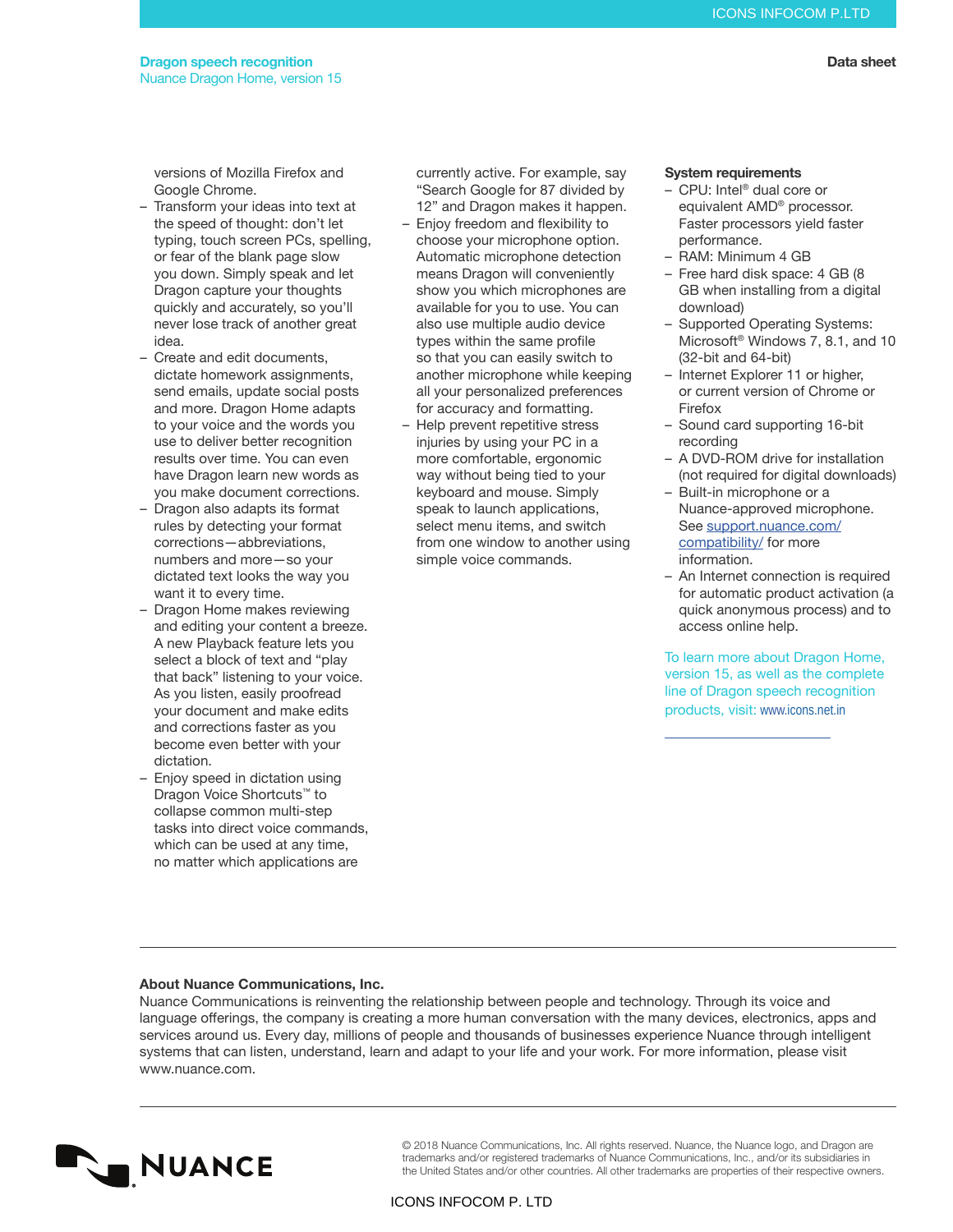versions of Mozilla Firefox and Google Chrome.

- Transform your ideas into text at the speed of thought: don't let typing, touch screen PCs, spelling, or fear of the blank page slow you down. Simply speak and let Dragon capture your thoughts quickly and accurately, so you'll never lose track of another great idea.
- Create and edit documents, dictate homework assignments, send emails, update social posts and more. Dragon Home adapts to your voice and the words you use to deliver better recognition results over time. You can even have Dragon learn new words as you make document corrections.
- Dragon also adapts its format rules by detecting your format corrections—abbreviations, numbers and more—so your dictated text looks the way you want it to every time.
- Dragon Home makes reviewing and editing your content a breeze. A new Playback feature lets you select a block of text and "play that back" listening to your voice. As you listen, easily proofread your document and make edits and corrections faster as you become even better with your dictation.
- Enjoy speed in dictation using Dragon Voice Shortcuts™ to collapse common multi-step tasks into direct voice commands, which can be used at any time, no matter which applications are currently active. For example, say "Search Google for 87 divided by 12" and Dragon makes it happen.
- Enjoy freedom and flexibility to choose your microphone option. Automatic microphone detection means Dragon will conveniently show you which microphones are available for you to use. You can also use multiple audio device types within the same profile so that you can easily switch to another microphone while keeping all your personalized preferences for accuracy and formatting.
- Help prevent repetitive stress injuries by using your PC in a more comfortable, ergonomic way without being tied to your keyboard and mouse. Simply speak to launch applications, select menu items, and switch from one window to another using simple voice commands.

**System requirements**

- CPU: Intel® dual core or equivalent AMD® processor. Faster processors yield faster performance.
- RAM: Minimum 4 GB
- Free hard disk space: 4 GB (8 GB when installing from a digital download)
- Supported Operating Systems: Microsoft® Windows 7, 8.1, and 10 (32-bit and 64-bit)
- Internet Explorer 11 or higher, or current version of Chrome or Firefox
- Sound card supporting 16-bit recording
- A DVD-ROM drive for installation (not required for digital downloads)
- Built-in microphone or a Nuance-approved microphone. See support.nuance.com/compatibility/ for more information.
- An Internet connection is required for automatic product activation (a quick anonymous process) and to access online help.

To learn more about Dragon Home, version 15, as well as the complete line of Dragon speech recognition products, visit: www.icons.net.in

**About Nuance Communications, Inc.**
Nuance Communications is reinventing the relationship between people and technology. Through its voice and language offerings, the company is creating a more human conversation with the many devices, electronics, apps and services around us. Every day, millions of people and thousands of businesses experience Nuance through intelligent systems that can listen, understand, learn and adapt to your life and your work. For more information, please visit www.nuance.com.

NUANCE

© 2018 Nuance Communications, Inc. All rights reserved. Nuance, the Nuance logo, and Dragon are trademarks and/or registered trademarks of Nuance Communications, Inc., and/or its subsidiaries in the United States and/or other countries. All other trademarks are properties of their respective owners.

ICONS INFOCOM P. LTD